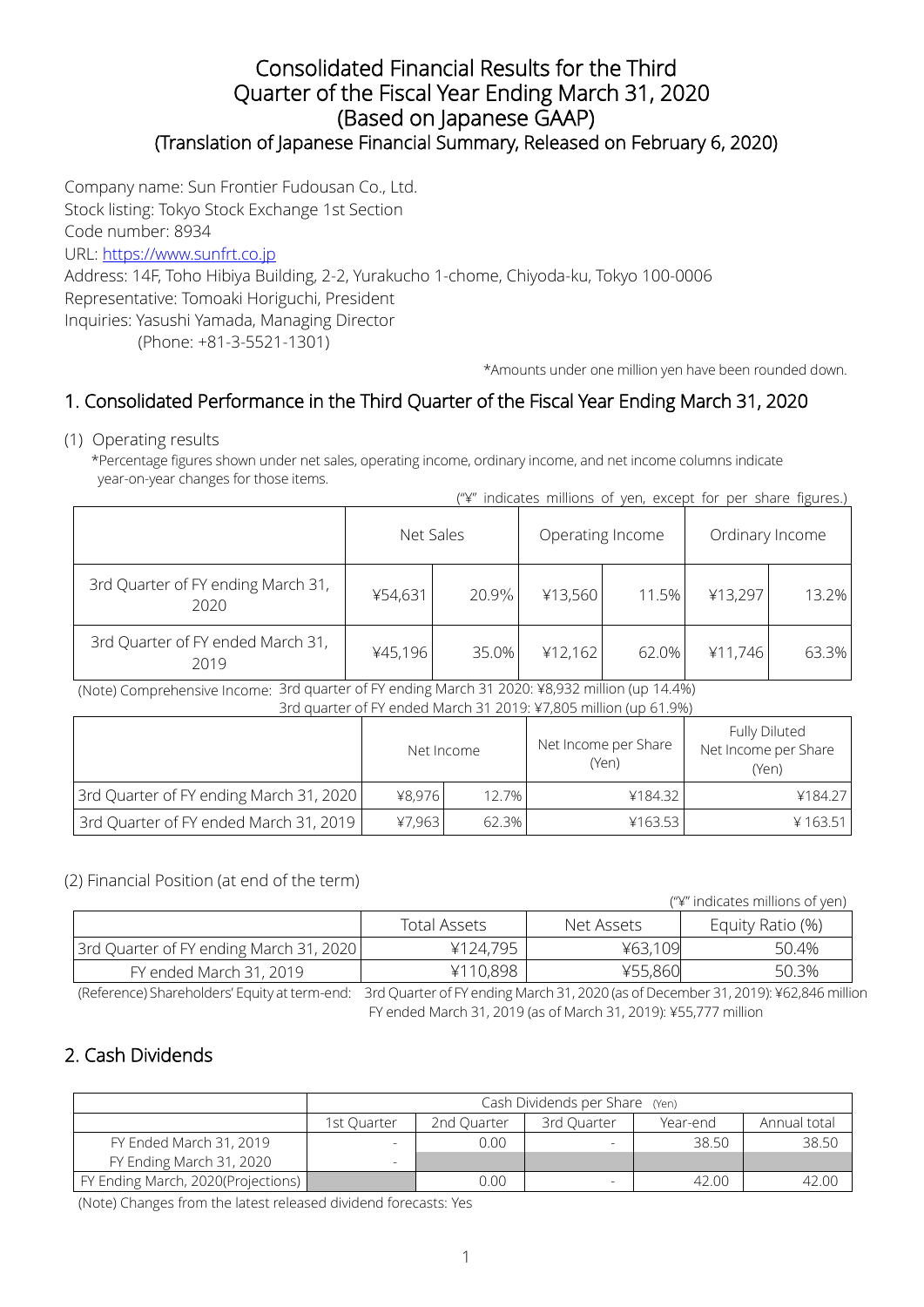# Consolidated Financial Results for the Third Quarter of the Fiscal Year Ending March 31, 2020 (Based on Japanese GAAP)

## (Translation of Japanese Financial Summary, Released on February 6, 2020)

Company name: Sun Frontier Fudousan Co., Ltd.
Stock listing: Tokyo Stock Exchange 1st Section
Code number: 8934
URL: https://www.sunfrt.co.jp
Address: 14F, Toho Hibiya Building, 2-2, Yurakucho 1-chome, Chiyoda-ku, Tokyo 100-0006
Representative: Tomoaki Horiguchi, President
Inquiries: Yasushi Yamada, Managing Director
(Phone: +81-3-5521-1301)

*Amounts under one million yen have been rounded down.

## 1. Consolidated Performance in the Third Quarter of the Fiscal Year Ending March 31, 2020

(1) Operating results

*Percentage figures shown under net sales, operating income, ordinary income, and net income columns indicate year-on-year changes for those items.

("¥" indicates millions of yen, except for per share figures.)

| | Net Sales | | Operating Income | | Ordinary Income | |
|---|---|---|---|---|---|---|
| 3rd Quarter of FY ending March 31, 2020 | ¥54,631 | 20.9% | ¥13,560 | 11.5% | ¥13,297 | 13.2% |
| 3rd Quarter of FY ended March 31, 2019 | ¥45,196 | 35.0% | ¥12,162 | 62.0% | ¥11,746 | 63.3% |

(Note) Comprehensive Income: 3rd quarter of FY ending March 31 2020: ¥8,932 million (up 14.4%)
3rd quarter of FY ended March 31 2019: ¥7,805 million (up 61.9%)

| | Net Income | | Net Income per Share (Yen) | Fully Diluted Net Income per Share (Yen) |
|---|---|---|---|---|
| 3rd Quarter of FY ending March 31, 2020 | ¥8,976 | 12.7% | ¥184.32 | ¥184.27 |
| 3rd Quarter of FY ended March 31, 2019 | ¥7,963 | 62.3% | ¥163.53 | ¥ 163.51 |

(2) Financial Position (at end of the term)

("¥" indicates millions of yen)

| | Total Assets | Net Assets | Equity Ratio (%) |
|---|---|---|---|
| 3rd Quarter of FY ending March 31, 2020 | ¥124,795 | ¥63,109 | 50.4% |
| FY ended March 31, 2019 | ¥110,898 | ¥55,860 | 50.3% |

(Reference) Shareholders' Equity at term-end: 3rd Quarter of FY ending March 31, 2020 (as of December 31, 2019): ¥62,846 million
FY ended March 31, 2019 (as of March 31, 2019): ¥55,777 million

## 2. Cash Dividends

| | Cash Dividends per Share (Yen) | | | | |
|---|---|---|---|---|---|
| | 1st Quarter | 2nd Quarter | 3rd Quarter | Year-end | Annual total |
| FY Ended March 31, 2019 | - | 0.00 | - | 38.50 | 38.50 |
| FY Ending March 31, 2020 | - | | | | |
| FY Ending March, 2020(Projections) | | 0.00 | - | 42.00 | 42.00 |

(Note) Changes from the latest released dividend forecasts: Yes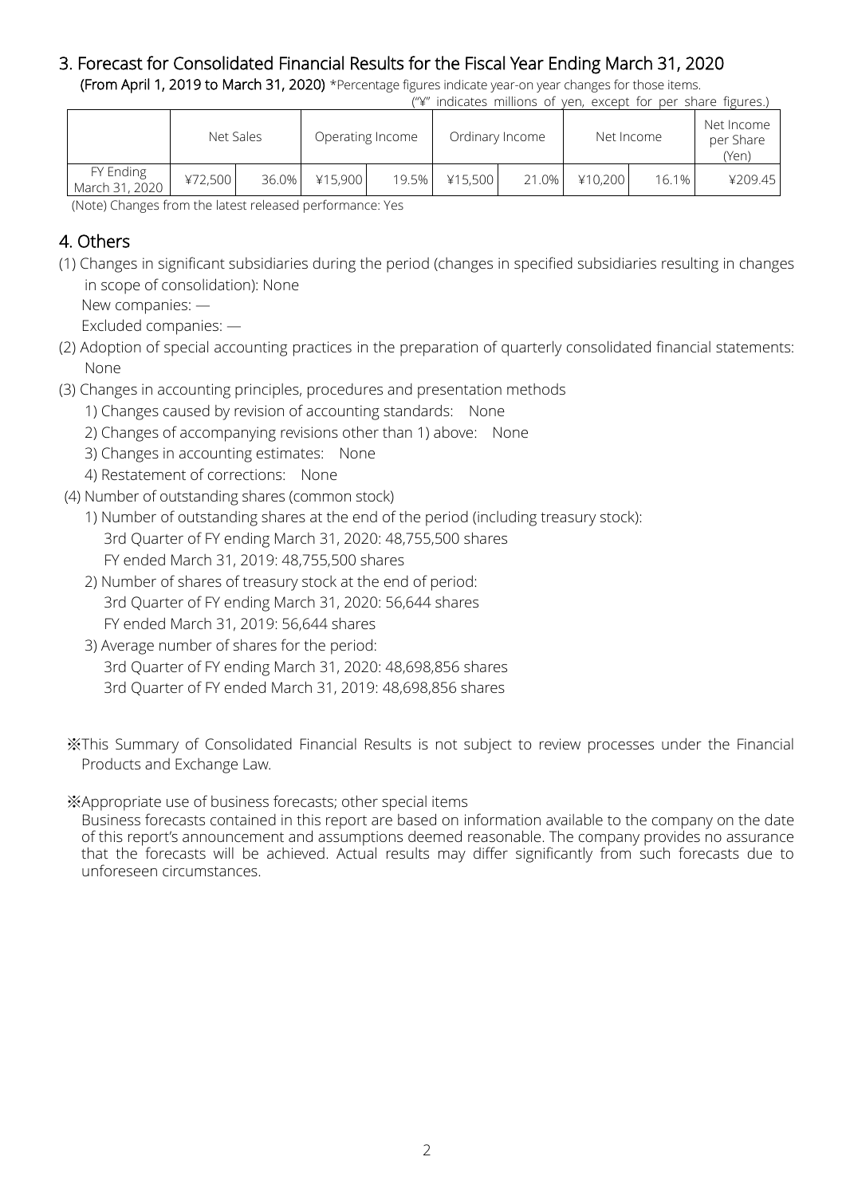## 3. Forecast for Consolidated Financial Results for the Fiscal Year Ending March 31, 2020

**(From April 1, 2019 to March 31, 2020)** *Percentage figures indicate year-on year changes for those items.

("¥" indicates millions of yen, except for per share figures.)

| | Net Sales | | Operating Income | | Ordinary Income | | Net Income | | Net Income per Share (Yen) |
|---|---|---|---|---|---|---|---|---|---|
| FY Ending March 31, 2020 | ¥72,500 | 36.0% | ¥15,900 | 19.5% | ¥15,500 | 21.0% | ¥10,200 | 16.1% | ¥209.45 |

(Note) Changes from the latest released performance: Yes

## 4. Others

(1) Changes in significant subsidiaries during the period (changes in specified subsidiaries resulting in changes in scope of consolidation): None

New companies: —

Excluded companies: —

(2) Adoption of special accounting practices in the preparation of quarterly consolidated financial statements: None

(3) Changes in accounting principles, procedures and presentation methods

1) Changes caused by revision of accounting standards: None

2) Changes of accompanying revisions other than 1) above: None

3) Changes in accounting estimates: None

4) Restatement of corrections: None

(4) Number of outstanding shares (common stock)

1) Number of outstanding shares at the end of the period (including treasury stock):

3rd Quarter of FY ending March 31, 2020: 48,755,500 shares

FY ended March 31, 2019: 48,755,500 shares

2) Number of shares of treasury stock at the end of period:

3rd Quarter of FY ending March 31, 2020: 56,644 shares

FY ended March 31, 2019: 56,644 shares

3) Average number of shares for the period:

3rd Quarter of FY ending March 31, 2020: 48,698,856 shares

3rd Quarter of FY ended March 31, 2019: 48,698,856 shares

※This Summary of Consolidated Financial Results is not subject to review processes under the Financial Products and Exchange Law.

※Appropriate use of business forecasts; other special items

Business forecasts contained in this report are based on information available to the company on the date of this report's announcement and assumptions deemed reasonable. The company provides no assurance that the forecasts will be achieved. Actual results may differ significantly from such forecasts due to unforeseen circumstances.